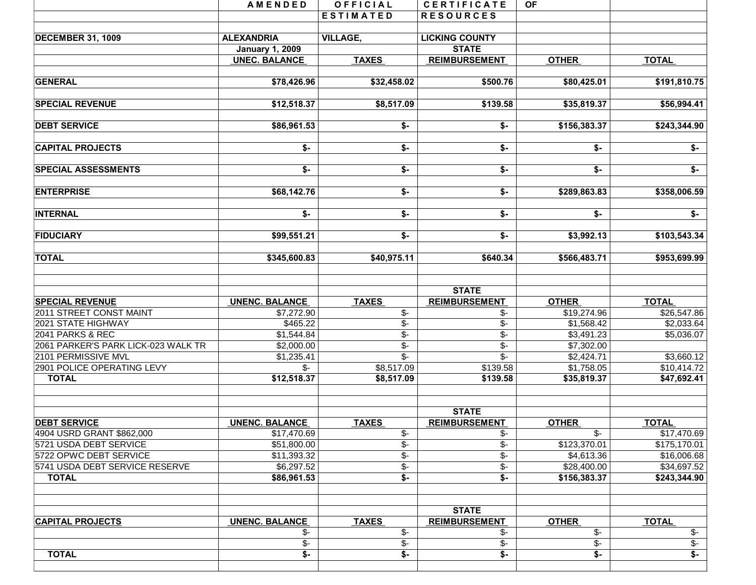| | AMENDED | OFFICIAL | CERTIFICATE | OF | |
|---|---|---|---|---|---|
| | | ESTIMATED | RESOURCES | | |
| DECEMBER 31, 1009 | ALEXANDRIA | VILLAGE, | LICKING COUNTY | | |
| | January 1, 2009 | | STATE | | |
| | UNEC. BALANCE | TAXES | REIMBURSEMENT | OTHER | TOTAL |
| **GENERAL** | **$78,426.96** | **$32,458.02** | **$500.76** | **$80,425.01** | **$191,810.75** |
| **SPECIAL REVENUE** | **$12,518.37** | **$8,517.09** | **$139.58** | **$35,819.37** | **$56,994.41** |
| **DEBT SERVICE** | **$86,961.53** | **$-** | **$-** | **$156,383.37** | **$243,344.90** |
| **CAPITAL PROJECTS** | **$-** | **$-** | **$-** | **$-** | **$-** |
| **SPECIAL ASSESSMENTS** | **$-** | **$-** | **$-** | **$-** | **$-** |
| **ENTERPRISE** | **$68,142.76** | **$-** | **$-** | **$289,863.83** | **$358,006.59** |
| **INTERNAL** | **$-** | **$-** | **$-** | **$-** | **$-** |
| **FIDUCIARY** | **$99,551.21** | **$-** | **$-** | **$3,992.13** | **$103,543.34** |
| **TOTAL** | **$345,600.83** | **$40,975.11** | **$640.34** | **$566,483.71** | **$953,699.99** |

| SPECIAL REVENUE | UNENC. BALANCE | TAXES | STATE REIMBURSEMENT | OTHER | TOTAL |
|---|---|---|---|---|---|
| 2011 STREET CONST MAINT | $7,272.90 | $- | $- | $19,274.96 | $26,547.86 |
| 2021 STATE HIGHWAY | $465.22 | $- | $- | $1,568.42 | $2,033.64 |
| 2041 PARKS & REC | $1,544.84 | $- | $- | $3,491.23 | $5,036.07 |
| 2061 PARKER'S PARK LICK-023 WALK TR | $2,000.00 | $- | $- | $7,302.00 | |
| 2101 PERMISSIVE MVL | $1,235.41 | $- | $- | $2,424.71 | $3,660.12 |
| 2901 POLICE OPERATING LEVY | $- | $8,517.09 | $139.58 | $1,758.05 | $10,414.72 |
| **TOTAL** | **$12,518.37** | **$8,517.09** | **$139.58** | **$35,819.37** | **$47,692.41** |

| DEBT SERVICE | UNENC. BALANCE | TAXES | STATE REIMBURSEMENT | OTHER | TOTAL |
|---|---|---|---|---|---|
| 4904 USRD GRANT $862,000 | $17,470.69 | $- | $- | $- | $17,470.69 |
| 5721 USDA DEBT SERVICE | $51,800.00 | $- | $- | $123,370.01 | $175,170.01 |
| 5722 OPWC DEBT SERVICE | $11,393.32 | $- | $- | $4,613.36 | $16,006.68 |
| 5741 USDA DEBT SERVICE RESERVE | $6,297.52 | $- | $- | $28,400.00 | $34,697.52 |
| **TOTAL** | **$86,961.53** | **$-** | **$-** | **$156,383.37** | **$243,344.90** |

| CAPITAL PROJECTS | UNENC. BALANCE | TAXES | STATE REIMBURSEMENT | OTHER | TOTAL |
|---|---|---|---|---|---|
| | $- | $- | $- | $- | $- |
| | $- | $- | $- | $- | $- |
| **TOTAL** | **$-** | **$-** | **$-** | **$-** | **$-** |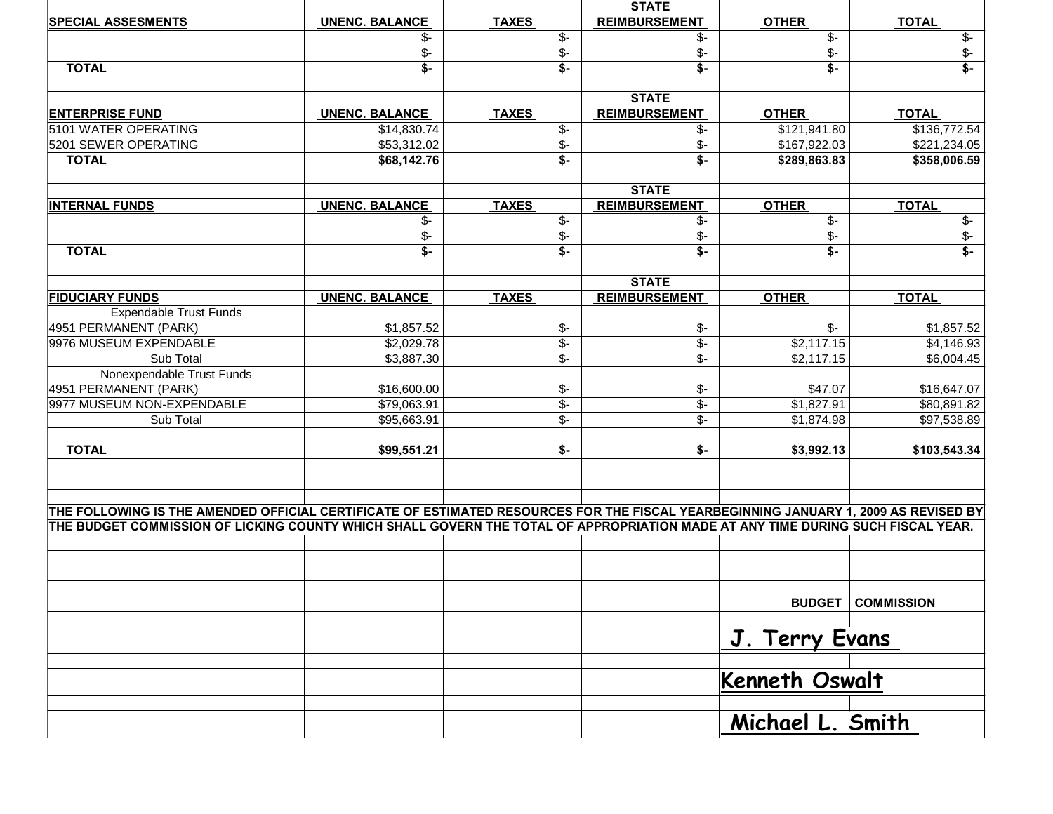| | | | STATE | | |
|---|---|---|---|---|---|
| **SPECIAL ASSESMENTS** | **UNENC. BALANCE** | **TAXES** | **REIMBURSEMENT** | **OTHER** | **TOTAL** |
| | $- | $- | $- | $- | $- |
| | $- | $- | $- | $- | $- |
| **TOTAL** | **$-** | **$-** | **$-** | **$-** | **$-** |

| | | | STATE | | |
|---|---|---|---|---|---|
| **ENTERPRISE FUND** | **UNENC. BALANCE** | **TAXES** | **REIMBURSEMENT** | **OTHER** | **TOTAL** |
| 5101 WATER OPERATING | $14,830.74 | $- | $- | $121,941.80 | $136,772.54 |
| 5201 SEWER OPERATING | $53,312.02 | $- | $- | $167,922.03 | $221,234.05 |
| **TOTAL** | **$68,142.76** | **$-** | **$-** | **$289,863.83** | **$358,006.59** |

| | | | STATE | | |
|---|---|---|---|---|---|
| **INTERNAL FUNDS** | **UNENC. BALANCE** | **TAXES** | **REIMBURSEMENT** | **OTHER** | **TOTAL** |
| | $- | $- | $- | $- | $- |
| | $- | $- | $- | $- | $- |
| **TOTAL** | **$-** | **$-** | **$-** | **$-** | **$-** |

| | | | STATE | | |
|---|---|---|---|---|---|
| **FIDUCIARY FUNDS** | **UNENC. BALANCE** | **TAXES** | **REIMBURSEMENT** | **OTHER** | **TOTAL** |
| Expendable Trust Funds | | | | | |
| 4951 PERMANENT (PARK) | $1,857.52 | $- | $- | $- | $1,857.52 |
| 9976 MUSEUM EXPENDABLE | $2,029.78 | $- | $- | $2,117.15 | $4,146.93 |
| Sub Total | $3,887.30 | $- | $- | $2,117.15 | $6,004.45 |
| Nonexpendable Trust Funds | | | | | |
| 4951 PERMANENT (PARK) | $16,600.00 | $- | $- | $47.07 | $16,647.07 |
| 9977 MUSEUM NON-EXPENDABLE | $79,063.91 | $- | $- | $1,827.91 | $80,891.82 |
| Sub Total | $95,663.91 | $- | $- | $1,874.98 | $97,538.89 |
| **TOTAL** | **$99,551.21** | **$-** | **$-** | **$3,992.13** | **$103,543.34** |

**THE FOLLOWING IS THE AMENDED OFFICIAL CERTIFICATE OF ESTIMATED RESOURCES FOR THE FISCAL YEARBEGINNING JANUARY 1, 2009 AS REVISED BY THE BUDGET COMMISSION OF LICKING COUNTY WHICH SHALL GOVERN THE TOTAL OF APPROPRIATION MADE AT ANY TIME DURING SUCH FISCAL YEAR.**

**BUDGET COMMISSION**

J. Terry Evans

Kenneth Oswalt

Michael L. Smith